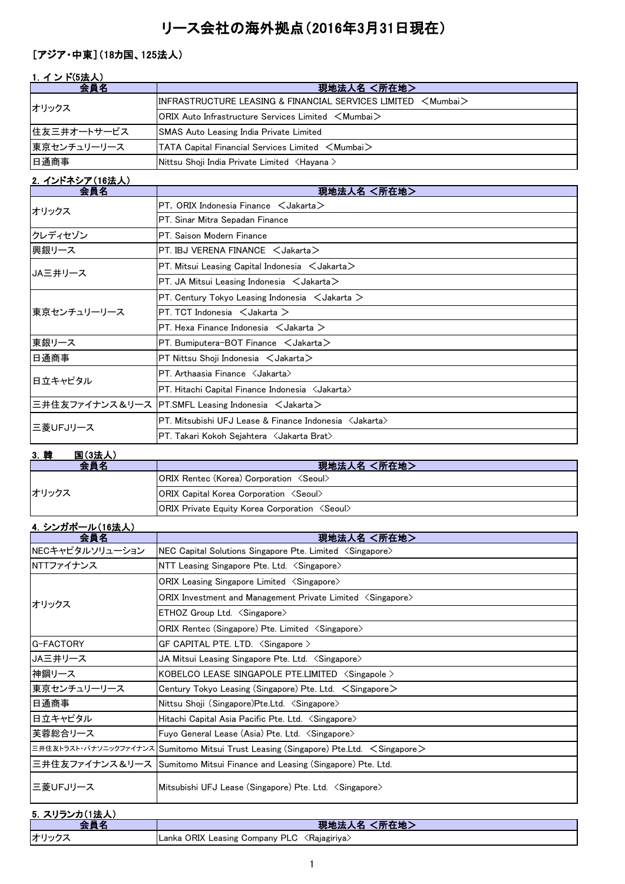# リース会社の海外拠点（2016年3月31日現在）

## ［アジア・中東］（18カ国、125法人）

### 1. インド(5法人)

| 会員名 | 現地法人名 ＜所在地＞ |
|---|---|
| オリックス | INFRASTRUCTURE LEASING & FINANCIAL SERVICES LIMITED ＜Mumbai＞ |
| | ORIX Auto Infrastructure Services Limited ＜Mumbai＞ |
| 住友三井オートサービス | SMAS Auto Leasing India Private Limited |
| 東京センチュリーリース | TATA Capital Financial Services Limited ＜Mumbai＞ |
| 日通商事 | Nittsu Shoji India Private Limited 〈Hayana〉 |

### 2. インドネシア(16法人)

| 会員名 | 現地法人名 ＜所在地＞ |
|---|---|
| オリックス | PT. ORIX Indonesia Finance ＜Jakarta＞ |
| | PT. Sinar Mitra Sepadan Finance |
| クレディセゾン | PT. Saison Modern Finance |
| 興銀リース | PT. IBJ VERENA FINANCE ＜Jakarta＞ |
| JA三井リース | PT. Mitsui Leasing Capital Indonesia ＜Jakarta＞ |
| | PT. JA Mitsui Leasing Indonesia ＜Jakarta＞ |
| 東京センチュリーリース | PT. Century Tokyo Leasing Indonesia ＜Jakarta ＞ |
| | PT. TCT Indonesia ＜Jakarta ＞ |
| | PT. Hexa Finance Indonesia ＜Jakarta ＞ |
| 東銀リース | PT. Bumiputera-BOT Finance ＜Jakarta＞ |
| 日通商事 | PT Nittsu Shoji Indonesia ＜Jakarta＞ |
| 日立キャピタル | PT. Arthaasia Finance 〈Jakarta〉 |
| | PT. Hitachi Capital Finance Indonesia 〈Jakarta〉 |
| 三井住友ファイナンス＆リース | PT.SMFL Leasing Indonesia ＜Jakarta＞ |
| 三菱UFJリース | PT. Mitsubishi UFJ Lease & Finance Indonesia 〈Jakarta〉 |
| | PT. Takari Kokoh Sejahtera 〈Jakarta Brat〉 |

### 3. 韓　　国(3法人)

| 会員名 | 現地法人名 ＜所在地＞ |
|---|---|
| オリックス | ORIX Rentec (Korea) Corporation 〈Seoul〉 |
| | ORIX Capital Korea Corporation 〈Seoul〉 |
| | ORIX Private Equity Korea Corporation 〈Seoul〉 |

### 4. シンガポール(16法人)

| 会員名 | 現地法人名 ＜所在地＞ |
|---|---|
| NECキャピタルソリューション | NEC Capital Solutions Singapore Pte. Limited 〈Singapore〉 |
| NTTファイナンス | NTT Leasing Singapore Pte. Ltd. 〈Singapore〉 |
| オリックス | ORIX Leasing Singapore Limited 〈Singapore〉 |
| | ORIX Investment and Management Private Limited 〈Singapore〉 |
| | ETHOZ Group Ltd. 〈Singapore〉 |
| | ORIX Rentec (Singapore) Pte. Limited 〈Singapore〉 |
| G-FACTORY | GF CAPITAL PTE. LTD. 〈Singapore 〉 |
| JA三井リース | JA Mitsui Leasing Singapore Pte. Ltd. 〈Singapore〉 |
| 神鋼リース | KOBELCO LEASE SINGAPOLE PTE.LIMITED 〈Singapole 〉 |
| 東京センチュリーリース | Century Tokyo Leasing (Singapore) Pte. Ltd. ＜Singapore＞ |
| 日通商事 | Nittsu Shoji (Singapore)Pte.Ltd. 〈Singapore〉 |
| 日立キャピタル | Hitachi Capital Asia Pacific Pte. Ltd. 〈Singapore〉 |
| 芙蓉総合リース | Fuyo General Lease (Asia) Pte. Ltd. 〈Singapore〉 |
| 三井住友トラスト・パナソニックファイナンス | Sumitomo Mitsui Trust Leasing (Singapore) Pte.Ltd. ＜Singapore＞ |
| 三井住友ファイナンス＆リース | Sumitomo Mitsui Finance and Leasing (Singapore) Pte. Ltd. |
| 三菱UFJリース | Mitsubishi UFJ Lease (Singapore) Pte. Ltd. 〈Singapore〉 |

### 5. スリランカ(1法人)

| 会員名 | 現地法人名 ＜所在地＞ |
|---|---|
| オリックス | Lanka ORIX Leasing Company PLC 〈Rajagiriya〉 |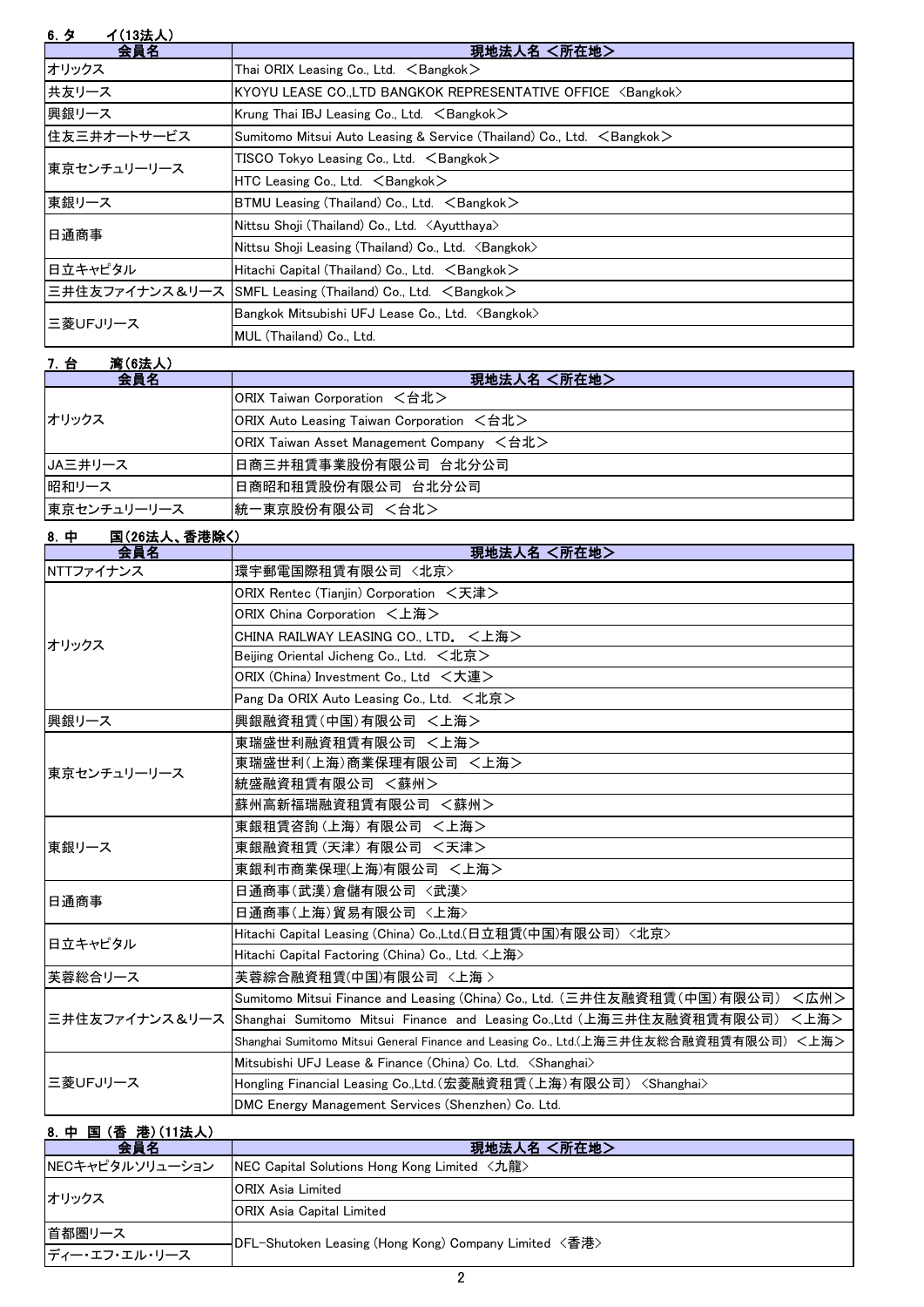### 6. タ　　イ(13法人)

| 会員名 | 現地法人名 <所在地> |
|---|---|
| オリックス | Thai ORIX Leasing Co., Ltd. ＜Bangkok＞ |
| 共友リース | KYOYU LEASE CO.,LTD BANGKOK REPRESENTATIVE OFFICE ＜Bangkok＞ |
| 興銀リース | Krung Thai IBJ Leasing Co., Ltd. ＜Bangkok＞ |
| 住友三井オートサービス | Sumitomo Mitsui Auto Leasing & Service (Thailand) Co., Ltd. ＜Bangkok＞ |
| 東京センチュリーリース | TISCO Tokyo Leasing Co., Ltd. ＜Bangkok＞ |
| | HTC Leasing Co., Ltd. ＜Bangkok＞ |
| 東銀リース | BTMU Leasing (Thailand) Co., Ltd. ＜Bangkok＞ |
| 日通商事 | Nittsu Shoji (Thailand) Co., Ltd. ＜Ayutthaya＞ |
| | Nittsu Shoji Leasing (Thailand) Co., Ltd. ＜Bangkok＞ |
| 日立キャピタル | Hitachi Capital (Thailand) Co., Ltd. ＜Bangkok＞ |
| 三井住友ファイナンス＆リース | SMFL Leasing (Thailand) Co., Ltd. ＜Bangkok＞ |
| 三菱UFJリース | Bangkok Mitsubishi UFJ Lease Co., Ltd. ＜Bangkok＞ |
| | MUL (Thailand) Co., Ltd. |

### 7. 台　　湾(6法人)

| 会員名 | 現地法人名 <所在地> |
|---|---|
| オリックス | ORIX Taiwan Corporation ＜台北＞ |
| | ORIX Auto Leasing Taiwan Corporation ＜台北＞ |
| | ORIX Taiwan Asset Management Company ＜台北＞ |
| JA三井リース | 日商三井租賃事業股份有限公司 台北分公司 |
| 昭和リース | 日商昭和租賃股份有限公司 台北分公司 |
| 東京センチュリーリース | 統一東京股份有限公司 ＜台北＞ |

### 8. 中　　国(26法人、香港除く)

| 会員名 | 現地法人名 <所在地> |
|---|---|
| NTTファイナンス | 環宇郵電国際租賃有限公司 ＜北京＞ |
| オリックス | ORIX Rentec (Tianjin) Corporation ＜天津＞ |
| | ORIX China Corporation ＜上海＞ |
| | CHINA RAILWAY LEASING CO., LTD. ＜上海＞ |
| | Beijing Oriental Jicheng Co., Ltd. ＜北京＞ |
| | ORIX (China) Investment Co., Ltd ＜大連＞ |
| | Pang Da ORIX Auto Leasing Co., Ltd. ＜北京＞ |
| 興銀リース | 興銀融資租賃(中国)有限公司 ＜上海＞ |
| 東京センチュリーリース | 東瑞盛世利融資租賃有限公司 ＜上海＞ |
| | 東瑞盛世利(上海)商業保理有限公司 ＜上海＞ |
| | 統盛融資租賃有限公司 ＜蘇州＞ |
| | 蘇州高新福瑞融資租賃有限公司 ＜蘇州＞ |
| 東銀リース | 東銀租賃咨詢(上海)有限公司 ＜上海＞ |
| | 東銀融資租賃(天津)有限公司 ＜天津＞ |
| | 東銀利市商業保理(上海)有限公司 ＜上海＞ |
| 日通商事 | 日通商事(武漢)倉儲有限公司 ＜武漢＞ |
| | 日通商事(上海)貿易有限公司 ＜上海＞ |
| 日立キャピタル | Hitachi Capital Leasing (China) Co.,Ltd.(日立租賃(中国)有限公司) ＜北京＞ |
| | Hitachi Capital Factoring (China) Co., Ltd. ＜上海＞ |
| 芙蓉総合リース | 芙蓉綜合融資租賃(中国)有限公司 ＜上海＞ |
| 三井住友ファイナンス＆リース | Sumitomo Mitsui Finance and Leasing (China) Co., Ltd. (三井住友融資租賃(中国)有限公司) ＜広州＞ |
| | Shanghai Sumitomo Mitsui Finance and Leasing Co.,Ltd (上海三井住友融資租賃有限公司) ＜上海＞ |
| | Shanghai Sumitomo Mitsui General Finance and Leasing Co., Ltd.(上海三井住友総合融資租賃有限公司) ＜上海＞ |
| 三菱UFJリース | Mitsubishi UFJ Lease & Finance (China) Co. Ltd. ＜Shanghai＞ |
| | Hongling Financial Leasing Co.,Ltd.(宏菱融資租賃(上海)有限公司) ＜Shanghai＞ |
| | DMC Energy Management Services (Shenzhen) Co. Ltd. |

### 8. 中 国 (香 港)(11法人)

| 会員名 | 現地法人名 <所在地> |
|---|---|
| NECキャピタルソリューション | NEC Capital Solutions Hong Kong Limited ＜九龍＞ |
| オリックス | ORIX Asia Limited |
| | ORIX Asia Capital Limited |
| 首都圏リース | DFL-Shutoken Leasing (Hong Kong) Company Limited ＜香港＞ |
| ディー・エフ・エル・リース | |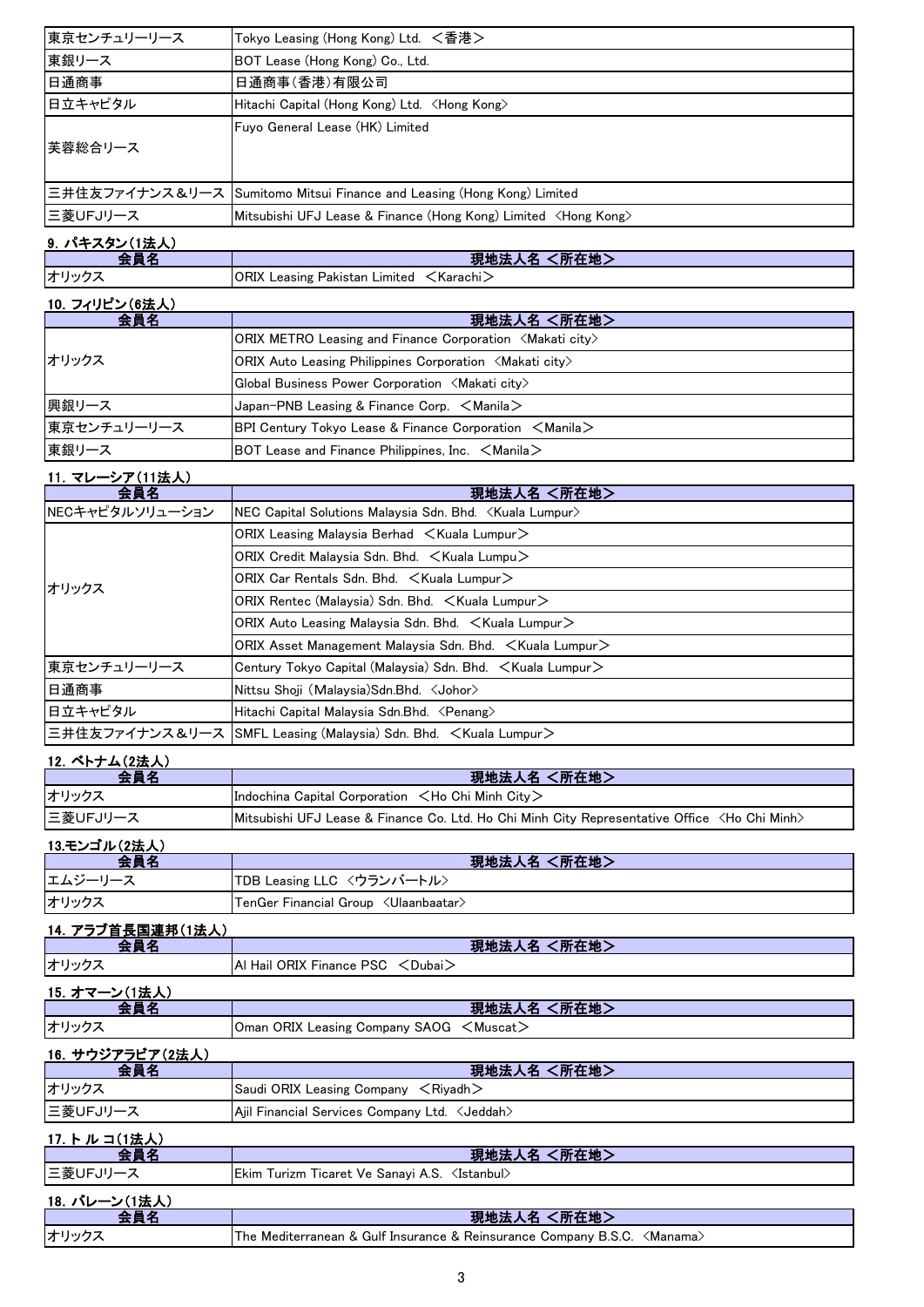| | |
|---|---|
| 東京センチュリーリース | Tokyo Leasing (Hong Kong) Ltd. ＜香港＞ |
| 東銀リース | BOT Lease (Hong Kong) Co., Ltd. |
| 日通商事 | 日通商事(香港)有限公司 |
| 日立キャピタル | Hitachi Capital (Hong Kong) Ltd. ＜Hong Kong＞ |
| 芙蓉総合リース | Fuyo General Lease (HK) Limited |
| 三井住友ファイナンス＆リース | Sumitomo Mitsui Finance and Leasing (Hong Kong) Limited |
| 三菱UFJリース | Mitsubishi UFJ Lease & Finance (Hong Kong) Limited ＜Hong Kong＞ |

## 9. パキスタン(1法人)

| 会員名 | 現地法人名 ＜所在地＞ |
|---|---|
| オリックス | ORIX Leasing Pakistan Limited ＜Karachi＞ |

## 10. フィリピン(6法人)

| 会員名 | 現地法人名 ＜所在地＞ |
|---|---|
| オリックス | ORIX METRO Leasing and Finance Corporation ＜Makati city＞ |
| | ORIX Auto Leasing Philippines Corporation ＜Makati city＞ |
| | Global Business Power Corporation ＜Makati city＞ |
| 興銀リース | Japan-PNB Leasing & Finance Corp. ＜Manila＞ |
| 東京センチュリーリース | BPI Century Tokyo Lease & Finance Corporation ＜Manila＞ |
| 東銀リース | BOT Lease and Finance Philippines, Inc. ＜Manila＞ |

## 11. マレーシア(11法人)

| 会員名 | 現地法人名 ＜所在地＞ |
|---|---|
| NECキャピタルソリューション | NEC Capital Solutions Malaysia Sdn. Bhd. ＜Kuala Lumpur＞ |
| オリックス | ORIX Leasing Malaysia Berhad ＜Kuala Lumpur＞ |
| | ORIX Credit Malaysia Sdn. Bhd. ＜Kuala Lumpu＞ |
| | ORIX Car Rentals Sdn. Bhd. ＜Kuala Lumpur＞ |
| | ORIX Rentec (Malaysia) Sdn. Bhd. ＜Kuala Lumpur＞ |
| | ORIX Auto Leasing Malaysia Sdn. Bhd. ＜Kuala Lumpur＞ |
| | ORIX Asset Management Malaysia Sdn. Bhd. ＜Kuala Lumpur＞ |
| 東京センチュリーリース | Century Tokyo Capital (Malaysia) Sdn. Bhd. ＜Kuala Lumpur＞ |
| 日通商事 | Nittsu Shoji (Malaysia)Sdn.Bhd. ＜Johor＞ |
| 日立キャピタル | Hitachi Capital Malaysia Sdn.Bhd. ＜Penang＞ |
| 三井住友ファイナンス＆リース | SMFL Leasing (Malaysia) Sdn. Bhd. ＜Kuala Lumpur＞ |

## 12. ベトナム(2法人)

| 会員名 | 現地法人名 ＜所在地＞ |
|---|---|
| オリックス | Indochina Capital Corporation ＜Ho Chi Minh City＞ |
| 三菱UFJリース | Mitsubishi UFJ Lease & Finance Co. Ltd. Ho Chi Minh City Representative Office ＜Ho Chi Minh＞ |

## 13.モンゴル(2法人)

| 会員名 | 現地法人名 ＜所在地＞ |
|---|---|
| エムジーリース | TDB Leasing LLC ＜ウランバートル＞ |
| オリックス | TenGer Financial Group ＜Ulaanbaatar＞ |

## 14. アラブ首長国連邦(1法人)

| 会員名 | 現地法人名 ＜所在地＞ |
|---|---|
| オリックス | Al Hail ORIX Finance PSC ＜Dubai＞ |

## 15. オマーン(1法人)

| 会員名 | 現地法人名 ＜所在地＞ |
|---|---|
| オリックス | Oman ORIX Leasing Company SAOG ＜Muscat＞ |

## 16. サウジアラビア(2法人)

| 会員名 | 現地法人名 ＜所在地＞ |
|---|---|
| オリックス | Saudi ORIX Leasing Company ＜Riyadh＞ |
| 三菱UFJリース | Ajil Financial Services Company Ltd. ＜Jeddah＞ |

## 17. トルコ(1法人)

| 会員名 | 現地法人名 ＜所在地＞ |
|---|---|
| 三菱UFJリース | Ekim Turizm Ticaret Ve Sanayi A.S. ＜Istanbul＞ |

## 18. バレーン(1法人)

| 会員名 | 現地法人名 ＜所在地＞ |
|---|---|
| オリックス | The Mediterranean & Gulf Insurance & Reinsurance Company B.S.C. ＜Manama＞ |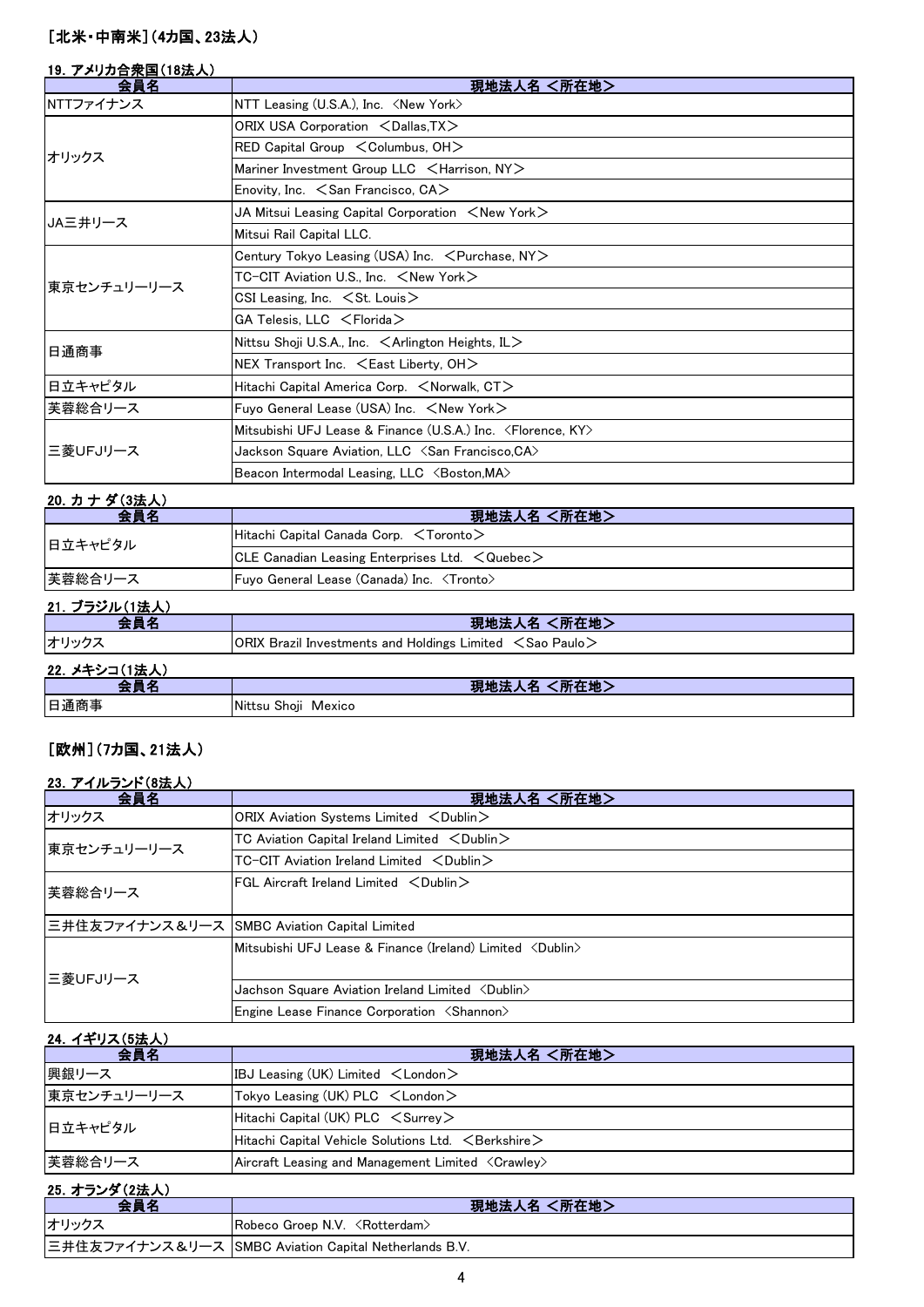## [北米・中南米]（4カ国、23法人）

### 19. アメリカ合衆国（18法人）

| 会員名 | 現地法人名 <所在地> |
|---|---|
| NTTファイナンス | NTT Leasing (U.S.A.), Inc. <New York> |
| オリックス | ORIX USA Corporation ＜Dallas,TX＞ |
| | RED Capital Group ＜Columbus, OH＞ |
| | Mariner Investment Group LLC ＜Harrison, NY＞ |
| | Enovity, Inc. ＜San Francisco, CA＞ |
| JA三井リース | JA Mitsui Leasing Capital Corporation ＜New York＞ |
| | Mitsui Rail Capital LLC. |
| 東京センチュリーリース | Century Tokyo Leasing (USA) Inc. ＜Purchase, NY＞ |
| | TC-CIT Aviation U.S., Inc. ＜New York＞ |
| | CSI Leasing, Inc. ＜St. Louis＞ |
| | GA Telesis, LLC ＜Florida＞ |
| 日通商事 | Nittsu Shoji U.S.A., Inc. ＜Arlington Heights, IL＞ |
| | NEX Transport Inc. ＜East Liberty, OH＞ |
| 日立キャピタル | Hitachi Capital America Corp. ＜Norwalk, CT＞ |
| 芙蓉総合リース | Fuyo General Lease (USA) Inc. ＜New York＞ |
| 三菱UFJリース | Mitsubishi UFJ Lease & Finance (U.S.A.) Inc. <Florence, KY> |
| | Jackson Square Aviation, LLC <San Francisco,CA> |
| | Beacon Intermodal Leasing, LLC <Boston,MA> |

### 20. カ ナ ダ（3法人）

| 会員名 | 現地法人名 <所在地> |
|---|---|
| 日立キャピタル | Hitachi Capital Canada Corp. ＜Toronto＞ |
| | CLE Canadian Leasing Enterprises Ltd. ＜Quebec＞ |
| 芙蓉総合リース | Fuyo General Lease (Canada) Inc. <Tronto> |

### 21. ブラジル（1法人）

| 会員名 | 現地法人名 <所在地> |
|---|---|
| オリックス | ORIX Brazil Investments and Holdings Limited ＜Sao Paulo＞ |

### 22. メキシコ（1法人）

| 会員名 | 現地法人名 <所在地> |
|---|---|
| 日通商事 | Nittsu Shoji Mexico |

## [欧州]（7カ国、21法人）

### 23. アイルランド（8法人）

| 会員名 | 現地法人名 <所在地> |
|---|---|
| オリックス | ORIX Aviation Systems Limited ＜Dublin＞ |
| 東京センチュリーリース | TC Aviation Capital Ireland Limited ＜Dublin＞ |
| | TC-CIT Aviation Ireland Limited ＜Dublin＞ |
| 芙蓉総合リース | FGL Aircraft Ireland Limited ＜Dublin＞ |
| 三井住友ファイナンス＆リース | SMBC Aviation Capital Limited |
| 三菱UFJリース | Mitsubishi UFJ Lease & Finance (Ireland) Limited <Dublin> |
| | Jachson Square Aviation Ireland Limited <Dublin> |
| | Engine Lease Finance Corporation <Shannon> |

### 24. イギリス（5法人）

| 会員名 | 現地法人名 <所在地> |
|---|---|
| 興銀リース | IBJ Leasing (UK) Limited ＜London＞ |
| 東京センチュリーリース | Tokyo Leasing (UK) PLC ＜London＞ |
| 日立キャピタル | Hitachi Capital (UK) PLC ＜Surrey＞ |
| | Hitachi Capital Vehicle Solutions Ltd. ＜Berkshire＞ |
| 芙蓉総合リース | Aircraft Leasing and Management Limited <Crawley> |

### 25. オランダ（2法人）

| 会員名 | 現地法人名 <所在地> |
|---|---|
| オリックス | Robeco Groep N.V. <Rotterdam> |
| 三井住友ファイナンス＆リース | SMBC Aviation Capital Netherlands B.V. |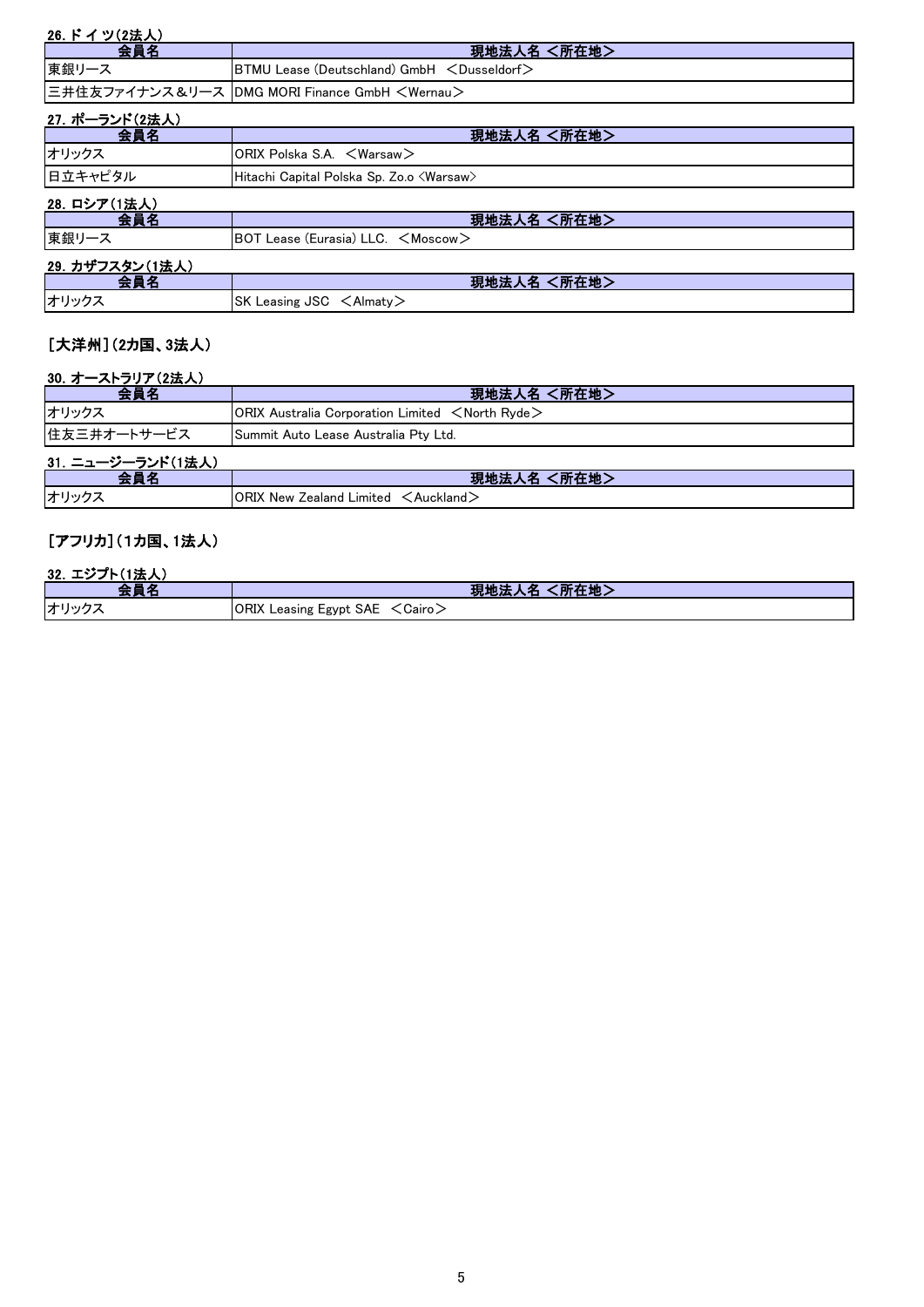#### 26. ドイツ(2法人)

| 会員名 | 現地法人名 <所在地> |
| --- | --- |
| 東銀リース | BTMU Lease (Deutschland) GmbH <Dusseldorf> |
| 三井住友ファイナンス＆リース | DMG MORI Finance GmbH <Wernau> |

#### 27. ポーランド(2法人)

| 会員名 | 現地法人名 <所在地> |
| --- | --- |
| オリックス | ORIX Polska S.A. <Warsaw> |
| 日立キャピタル | Hitachi Capital Polska Sp. Zo.o <Warsaw> |

#### 28. ロシア(1法人)

| 会員名 | 現地法人名 <所在地> |
| --- | --- |
| 東銀リース | BOT Lease (Eurasia) LLC. <Moscow> |

#### 29. カザフスタン(1法人)

| 会員名 | 現地法人名 <所在地> |
| --- | --- |
| オリックス | SK Leasing JSC <Almaty> |

### [大洋州](2カ国、3法人)

#### 30. オーストラリア(2法人)

| 会員名 | 現地法人名 <所在地> |
| --- | --- |
| オリックス | ORIX Australia Corporation Limited <North Ryde> |
| 住友三井オートサービス | Summit Auto Lease Australia Pty Ltd. |

#### 31. ニュージーランド(1法人)

| 会員名 | 現地法人名 <所在地> |
| --- | --- |
| オリックス | ORIX New Zealand Limited <Auckland> |

### [アフリカ](1カ国、1法人)

#### 32. エジプト(1法人)

| 会員名 | 現地法人名 <所在地> |
| --- | --- |
| オリックス | ORIX Leasing Egypt SAE <Cairo> |